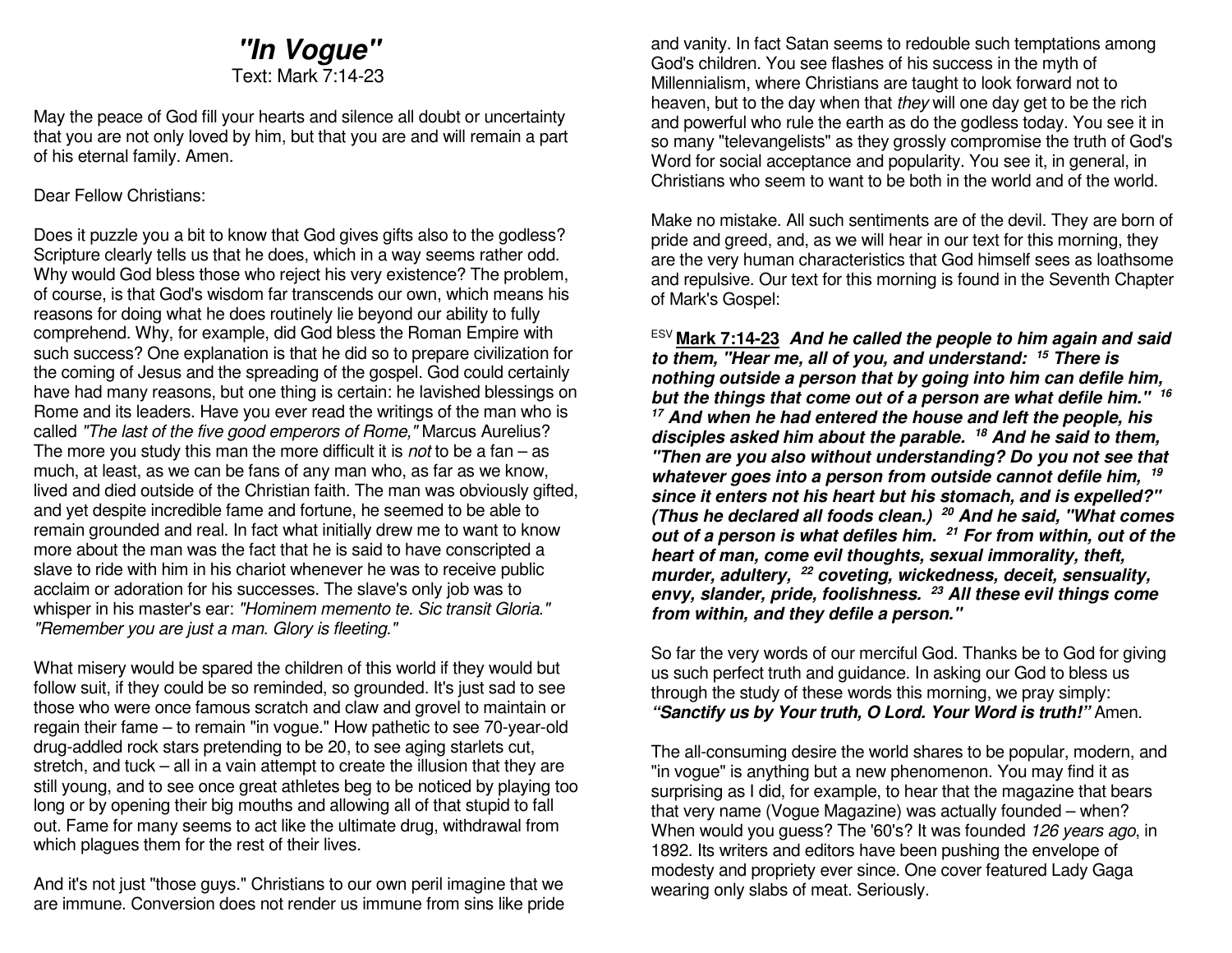# *"In Vogue"*

Text: Mark 7:14-23

May the peace of God fill your hearts and silence all doubt or uncertainty that you are not only loved by him, but that you are and will remain a part of his eternal family. Amen.

Dear Fellow Christians:

Does it puzzle you a bit to know that God gives gifts also to the godless? Scripture clearly tells us that he does, which in a way seems rather odd. Why would God bless those who reject his very existence? The problem, of course, is that God's wisdom far transcends our own, which means his reasons for doing what he does routinely lie beyond our ability to fully comprehend. Why, for example, did God bless the Roman Empire with such success? One explanation is that he did so to prepare civilization for the coming of Jesus and the spreading of the gospel. God could certainly have had many reasons, but one thing is certain: he lavished blessings on Rome and its leaders. Have you ever read the writings of the man who is called *"The last of the five good emperors of Rome,"* Marcus Aurelius? The more you study this man the more difficult it is *not* to be a fan – as much, at least, as we can be fans of any man who, as far as we know, lived and died outside of the Christian faith. The man was obviously gifted, and yet despite incredible fame and fortune, he seemed to be able to remain grounded and real. In fact what initially drew me to want to know more about the man was the fact that he is said to have conscripted a slave to ride with him in his chariot whenever he was to receive public acclaim or adoration for his successes. The slave's only job was to whisper in his master's ear: *"Hominem memento te. Sic transit Gloria." "Remember you are just a man. Glory is fleeting."*

What misery would be spared the children of this world if they would but follow suit, if they could be so reminded, so grounded. It's just sad to see those who were once famous scratch and claw and grovel to maintain or regain their fame – to remain "in vogue." How pathetic to see 70-year-old drug-addled rock stars pretending to be 20, to see aging starlets cut, stretch, and tuck – all in a vain attempt to create the illusion that they are still young, and to see once great athletes beg to be noticed by playing too long or by opening their big mouths and allowing all of that stupid to fall out. Fame for many seems to act like the ultimate drug, withdrawal from which plagues them for the rest of their lives.

And it's not just "those guys." Christians to our own peril imagine that we are immune. Conversion does not render us immune from sins like pride and vanity. In fact Satan seems to redouble such temptations among God's children. You see flashes of his success in the myth of Millennialism, where Christians are taught to look forward not to heaven, but to the day when that *they* will one day get to be the rich and powerful who rule the earth as do the godless today. You see it in so many "televangelists" as they grossly compromise the truth of God's Word for social acceptance and popularity. You see it, in general, in Christians who seem to want to be both in the world and of the world.

Make no mistake. All such sentiments are of the devil. They are born of pride and greed, and, as we will hear in our text for this morning, they are the very human characteristics that God himself sees as loathsome and repulsive. Our text for this morning is found in the Seventh Chapter of Mark's Gospel:

ESV **Mark 7:14-23** ***And he called the people to him again and said to them, "Hear me, all of you, and understand: [15] There is nothing outside a person that by going into him can defile him, but the things that come out of a person are what defile him." [16] [17] And when he had entered the house and left the people, his disciples asked him about the parable. [18] And he said to them, "Then are you also without understanding? Do you not see that whatever goes into a person from outside cannot defile him, [19] since it enters not his heart but his stomach, and is expelled?" (Thus he declared all foods clean.) [20] And he said, "What comes out of a person is what defiles him. [21] For from within, out of the heart of man, come evil thoughts, sexual immorality, theft, murder, adultery, [22] coveting, wickedness, deceit, sensuality, envy, slander, pride, foolishness. [23] All these evil things come from within, and they defile a person."***

So far the very words of our merciful God. Thanks be to God for giving us such perfect truth and guidance. In asking our God to bless us through the study of these words this morning, we pray simply: ***"Sanctify us by Your truth, O Lord. Your Word is truth!"*** Amen.

The all-consuming desire the world shares to be popular, modern, and "in vogue" is anything but a new phenomenon. You may find it as surprising as I did, for example, to hear that the magazine that bears that very name (Vogue Magazine) was actually founded – when? When would you guess? The '60's? It was founded *126 years ago*, in 1892. Its writers and editors have been pushing the envelope of modesty and propriety ever since. One cover featured Lady Gaga wearing only slabs of meat. Seriously.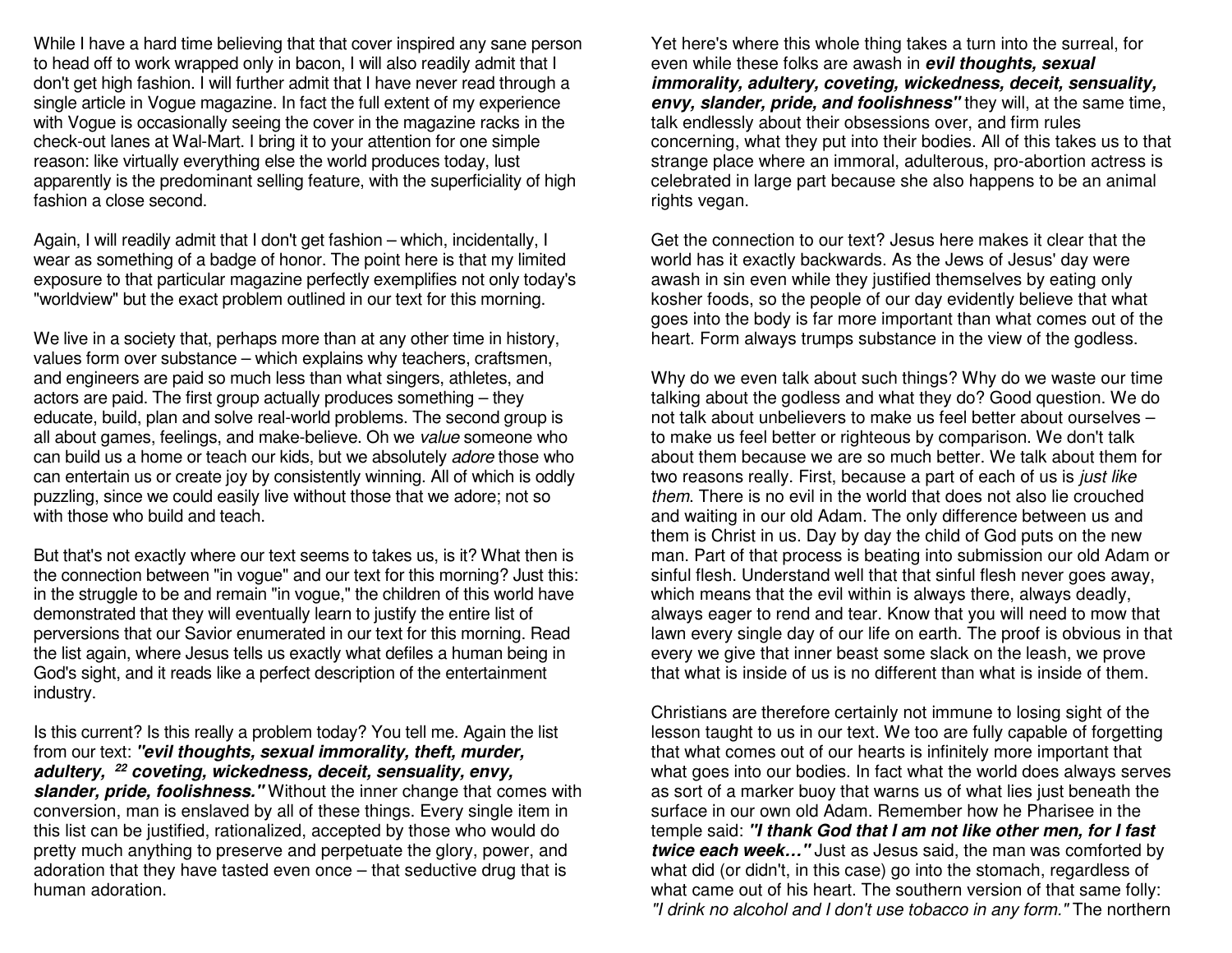While I have a hard time believing that that cover inspired any sane person to head off to work wrapped only in bacon, I will also readily admit that I don't get high fashion. I will further admit that I have never read through a single article in Vogue magazine. In fact the full extent of my experience with Vogue is occasionally seeing the cover in the magazine racks in the check-out lanes at Wal-Mart. I bring it to your attention for one simple reason: like virtually everything else the world produces today, lust apparently is the predominant selling feature, with the superficiality of high fashion a close second.

Again, I will readily admit that I don't get fashion – which, incidentally, I wear as something of a badge of honor. The point here is that my limited exposure to that particular magazine perfectly exemplifies not only today's "worldview" but the exact problem outlined in our text for this morning.

We live in a society that, perhaps more than at any other time in history, values form over substance – which explains why teachers, craftsmen, and engineers are paid so much less than what singers, athletes, and actors are paid. The first group actually produces something – they educate, build, plan and solve real-world problems. The second group is all about games, feelings, and make-believe. Oh we *value* someone who can build us a home or teach our kids, but we absolutely *adore* those who can entertain us or create joy by consistently winning. All of which is oddly puzzling, since we could easily live without those that we adore; not so with those who build and teach.

But that's not exactly where our text seems to takes us, is it? What then is the connection between "in vogue" and our text for this morning? Just this: in the struggle to be and remain "in vogue," the children of this world have demonstrated that they will eventually learn to justify the entire list of perversions that our Savior enumerated in our text for this morning. Read the list again, where Jesus tells us exactly what defiles a human being in God's sight, and it reads like a perfect description of the entertainment industry.

Is this current? Is this really a problem today? You tell me. Again the list from our text: ***"evil thoughts, sexual immorality, theft, murder, adultery, [22] coveting, wickedness, deceit, sensuality, envy, slander, pride, foolishness."*** Without the inner change that comes with conversion, man is enslaved by all of these things. Every single item in this list can be justified, rationalized, accepted by those who would do pretty much anything to preserve and perpetuate the glory, power, and adoration that they have tasted even once – that seductive drug that is human adoration.

Yet here's where this whole thing takes a turn into the surreal, for even while these folks are awash in ***evil thoughts, sexual immorality, adultery, coveting, wickedness, deceit, sensuality, envy, slander, pride, and foolishness"*** they will, at the same time, talk endlessly about their obsessions over, and firm rules concerning, what they put into their bodies. All of this takes us to that strange place where an immoral, adulterous, pro-abortion actress is celebrated in large part because she also happens to be an animal rights vegan.

Get the connection to our text? Jesus here makes it clear that the world has it exactly backwards. As the Jews of Jesus' day were awash in sin even while they justified themselves by eating only kosher foods, so the people of our day evidently believe that what goes into the body is far more important than what comes out of the heart. Form always trumps substance in the view of the godless.

Why do we even talk about such things? Why do we waste our time talking about the godless and what they do? Good question. We do not talk about unbelievers to make us feel better about ourselves – to make us feel better or righteous by comparison. We don't talk about them because we are so much better. We talk about them for two reasons really. First, because a part of each of us is *just like them*. There is no evil in the world that does not also lie crouched and waiting in our old Adam. The only difference between us and them is Christ in us. Day by day the child of God puts on the new man. Part of that process is beating into submission our old Adam or sinful flesh. Understand well that that sinful flesh never goes away, which means that the evil within is always there, always deadly, always eager to rend and tear. Know that you will need to mow that lawn every single day of our life on earth. The proof is obvious in that every we give that inner beast some slack on the leash, we prove that what is inside of us is no different than what is inside of them.

Christians are therefore certainly not immune to losing sight of the lesson taught to us in our text. We too are fully capable of forgetting that what comes out of our hearts is infinitely more important that what goes into our bodies. In fact what the world does always serves as sort of a marker buoy that warns us of what lies just beneath the surface in our own old Adam. Remember how he Pharisee in the temple said: ***"I thank God that I am not like other men, for I fast twice each week…"*** Just as Jesus said, the man was comforted by what did (or didn't, in this case) go into the stomach, regardless of what came out of his heart. The southern version of that same folly: *"I drink no alcohol and I don't use tobacco in any form."* The northern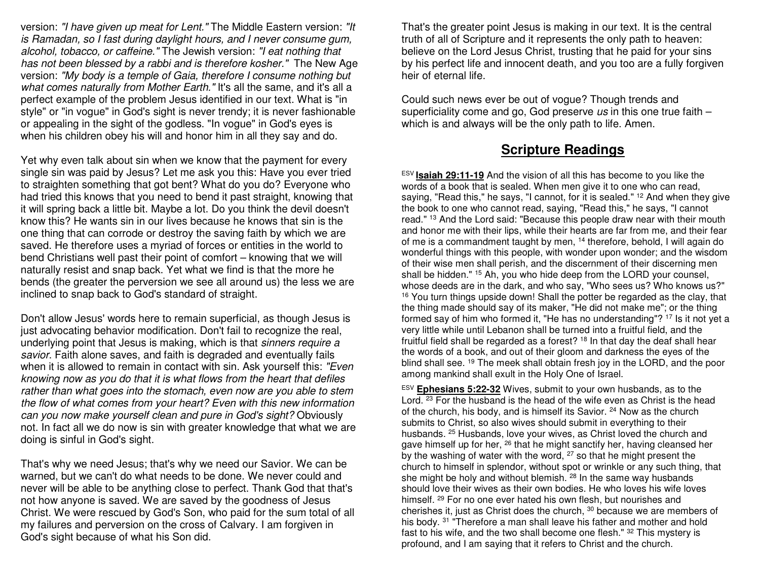version: *"I have given up meat for Lent."* The Middle Eastern version: *"It is Ramadan, so I fast during daylight hours, and I never consume gum, alcohol, tobacco, or caffeine."* The Jewish version: *"I eat nothing that has not been blessed by a rabbi and is therefore kosher."* The New Age version: *"My body is a temple of Gaia, therefore I consume nothing but what comes naturally from Mother Earth."* It's all the same, and it's all a perfect example of the problem Jesus identified in our text. What is "in style" or "in vogue" in God's sight is never trendy; it is never fashionable or appealing in the sight of the godless. "In vogue" in God's eyes is when his children obey his will and honor him in all they say and do.

Yet why even talk about sin when we know that the payment for every single sin was paid by Jesus? Let me ask you this: Have you ever tried to straighten something that got bent? What do you do? Everyone who had tried this knows that you need to bend it past straight, knowing that it will spring back a little bit. Maybe a lot. Do you think the devil doesn't know this? He wants sin in our lives because he knows that sin is the one thing that can corrode or destroy the saving faith by which we are saved. He therefore uses a myriad of forces or entities in the world to bend Christians well past their point of comfort – knowing that we will naturally resist and snap back. Yet what we find is that the more he bends (the greater the perversion we see all around us) the less we are inclined to snap back to God's standard of straight.

Don't allow Jesus' words here to remain superficial, as though Jesus is just advocating behavior modification. Don't fail to recognize the real, underlying point that Jesus is making, which is that *sinners require a savior*. Faith alone saves, and faith is degraded and eventually fails when it is allowed to remain in contact with sin. Ask yourself this: *"Even knowing now as you do that it is what flows from the heart that defiles rather than what goes into the stomach, even now are you able to stem the flow of what comes from your heart? Even with this new information can you now make yourself clean and pure in God's sight?"* Obviously not. In fact all we do now is sin with greater knowledge that what we are doing is sinful in God's sight.

That's why we need Jesus; that's why we need our Savior. We can be warned, but we can't do what needs to be done. We never could and never will be able to be anything close to perfect. Thank God that that's not how anyone is saved. We are saved by the goodness of Jesus Christ. We were rescued by God's Son, who paid for the sum total of all my failures and perversion on the cross of Calvary. I am forgiven in God's sight because of what his Son did.

That's the greater point Jesus is making in our text. It is the central truth of all of Scripture and it represents the only path to heaven: believe on the Lord Jesus Christ, trusting that he paid for your sins by his perfect life and innocent death, and you too are a fully forgiven heir of eternal life.

Could such news ever be out of vogue? Though trends and superficiality come and go, God preserve *us* in this one true faith – which is and always will be the only path to life. Amen.

## Scripture Readings

ESV **Isaiah 29:11-19** And the vision of all this has become to you like the words of a book that is sealed. When men give it to one who can read, saying, "Read this," he says, "I cannot, for it is sealed." [12] And when they give the book to one who cannot read, saying, "Read this," he says, "I cannot read." [13] And the Lord said: "Because this people draw near with their mouth and honor me with their lips, while their hearts are far from me, and their fear of me is a commandment taught by men, [14] therefore, behold, I will again do wonderful things with this people, with wonder upon wonder; and the wisdom of their wise men shall perish, and the discernment of their discerning men shall be hidden." [15] Ah, you who hide deep from the LORD your counsel, whose deeds are in the dark, and who say, "Who sees us? Who knows us?" [16] You turn things upside down! Shall the potter be regarded as the clay, that the thing made should say of its maker, "He did not make me"; or the thing formed say of him who formed it, "He has no understanding"? [17] Is it not yet a very little while until Lebanon shall be turned into a fruitful field, and the fruitful field shall be regarded as a forest? [18] In that day the deaf shall hear the words of a book, and out of their gloom and darkness the eyes of the blind shall see. [19] The meek shall obtain fresh joy in the LORD, and the poor among mankind shall exult in the Holy One of Israel.

ESV **Ephesians 5:22-32** Wives, submit to your own husbands, as to the Lord. [23] For the husband is the head of the wife even as Christ is the head of the church, his body, and is himself its Savior. [24] Now as the church submits to Christ, so also wives should submit in everything to their husbands. [25] Husbands, love your wives, as Christ loved the church and gave himself up for her, [26] that he might sanctify her, having cleansed her by the washing of water with the word, [27] so that he might present the church to himself in splendor, without spot or wrinkle or any such thing, that she might be holy and without blemish. [28] In the same way husbands should love their wives as their own bodies. He who loves his wife loves himself. [29] For no one ever hated his own flesh, but nourishes and cherishes it, just as Christ does the church, [30] because we are members of his body. [31] "Therefore a man shall leave his father and mother and hold fast to his wife, and the two shall become one flesh." [32] This mystery is profound, and I am saying that it refers to Christ and the church.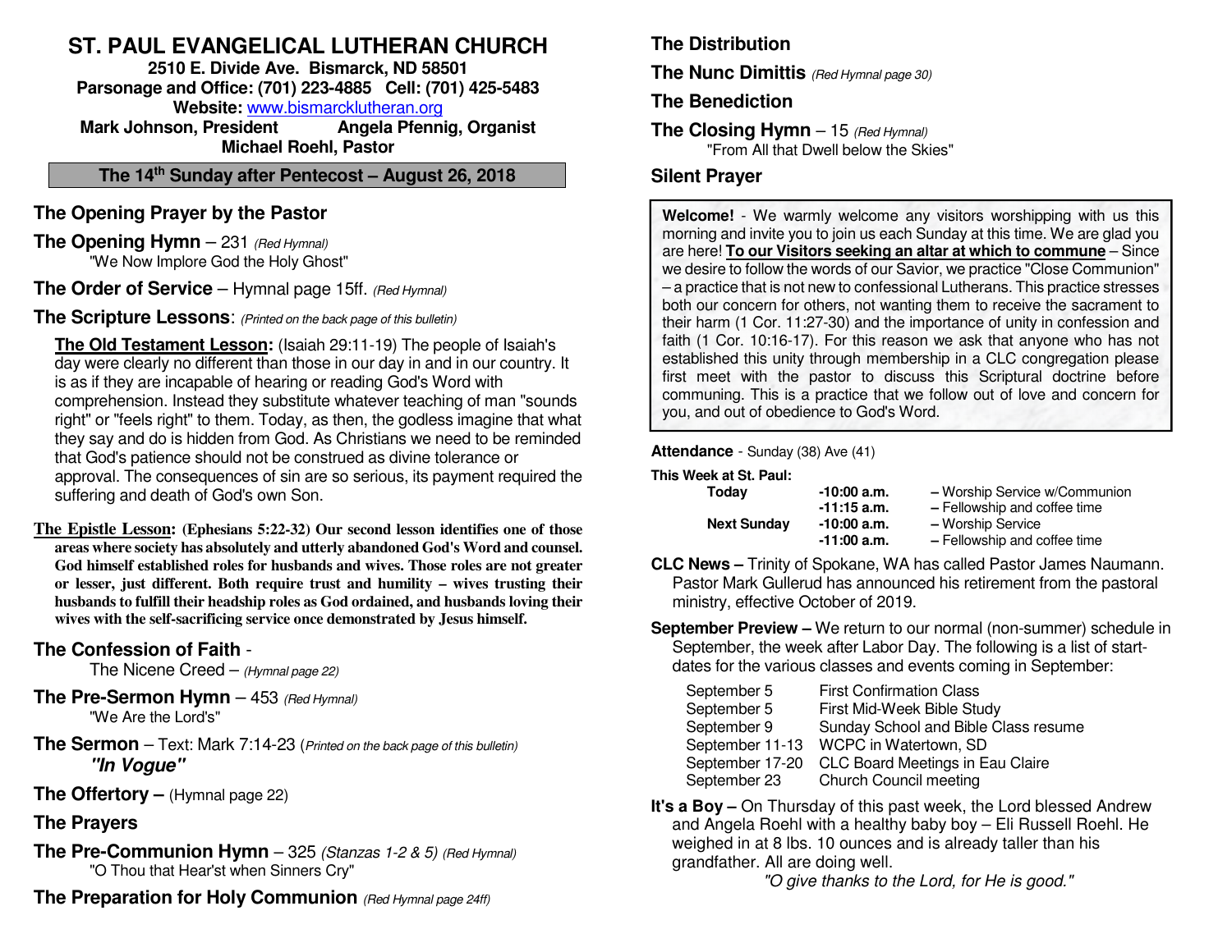# ST. PAUL EVANGELICAL LUTHERAN CHURCH

**2510 E. Divide Ave. Bismarck, ND 58501**
**Parsonage and Office: (701) 223-4885 Cell: (701) 425-5483**
**Website:** www.bismarcklutheran.org
**Mark Johnson, President Angela Pfennig, Organist**
**Michael Roehl, Pastor**

## The 14th Sunday after Pentecost – August 26, 2018

### The Opening Prayer by the Pastor

**The Opening Hymn** – 231 *(Red Hymnal)*
"We Now Implore God the Holy Ghost"

**The Order of Service** – Hymnal page 15ff. *(Red Hymnal)*

**The Scripture Lessons**: *(Printed on the back page of this bulletin)*

**The Old Testament Lesson:** (Isaiah 29:11-19) The people of Isaiah's day were clearly no different than those in our day in and in our country. It is as if they are incapable of hearing or reading God's Word with comprehension. Instead they substitute whatever teaching of man "sounds right" or "feels right" to them. Today, as then, the godless imagine that what they say and do is hidden from God. As Christians we need to be reminded that God's patience should not be construed as divine tolerance or approval. The consequences of sin are so serious, its payment required the suffering and death of God's own Son.

**The Epistle Lesson: (Ephesians 5:22-32) Our second lesson identifies one of those areas where society has absolutely and utterly abandoned God's Word and counsel. God himself established roles for husbands and wives. Those roles are not greater or lesser, just different. Both require trust and humility – wives trusting their husbands to fulfill their headship roles as God ordained, and husbands loving their wives with the self-sacrificing service once demonstrated by Jesus himself.**

**The Confession of Faith** -
The Nicene Creed – *(Hymnal page 22)*

**The Pre-Sermon Hymn** – 453 *(Red Hymnal)*
"We Are the Lord's"

**The Sermon** – Text: Mark 7:14-23 (*Printed on the back page of this bulletin)*
***"In Vogue"***

**The Offertory –** (Hymnal page 22)

### The Prayers

**The Pre-Communion Hymn** – 325 *(Stanzas 1-2 & 5) (Red Hymnal)*
"O Thou that Hear'st when Sinners Cry"

**The Preparation for Holy Communion** *(Red Hymnal page 24ff)*

### The Distribution

**The Nunc Dimittis** *(Red Hymnal page 30)*

### The Benediction

**The Closing Hymn** – 15 *(Red Hymnal)*
"From All that Dwell below the Skies"

### Silent Prayer

**Welcome!** - We warmly welcome any visitors worshipping with us this morning and invite you to join us each Sunday at this time. We are glad you are here! **To our Visitors seeking an altar at which to commune** – Since we desire to follow the words of our Savior, we practice "Close Communion" – a practice that is not new to confessional Lutherans. This practice stresses both our concern for others, not wanting them to receive the sacrament to their harm (1 Cor. 11:27-30) and the importance of unity in confession and faith (1 Cor. 10:16-17). For this reason we ask that anyone who has not established this unity through membership in a CLC congregation please first meet with the pastor to discuss this Scriptural doctrine before communing. This is a practice that we follow out of love and concern for you, and out of obedience to God's Word.

**Attendance** - Sunday (38) Ave (41)

**This Week at St. Paul:**

| | | |
|---|---|---|
| **Today** | **-10:00 a.m.** | **–** Worship Service w/Communion |
| | **-11:15 a.m.** | **–** Fellowship and coffee time |
| **Next Sunday** | **-10:00 a.m.** | **–** Worship Service |
| | **-11:00 a.m.** | **–** Fellowship and coffee time |

**CLC News –** Trinity of Spokane, WA has called Pastor James Naumann. Pastor Mark Gullerud has announced his retirement from the pastoral ministry, effective October of 2019.

**September Preview –** We return to our normal (non-summer) schedule in September, the week after Labor Day. The following is a list of start-dates for the various classes and events coming in September:

| | |
|---|---|
| September 5 | First Confirmation Class |
| September 5 | First Mid-Week Bible Study |
| September 9 | Sunday School and Bible Class resume |
| September 11-13 | WCPC in Watertown, SD |
| September 17-20 | CLC Board Meetings in Eau Claire |
| September 23 | Church Council meeting |

**It's a Boy –** On Thursday of this past week, the Lord blessed Andrew and Angela Roehl with a healthy baby boy – Eli Russell Roehl. He weighed in at 8 lbs. 10 ounces and is already taller than his grandfather. All are doing well.

*"O give thanks to the Lord, for He is good."*